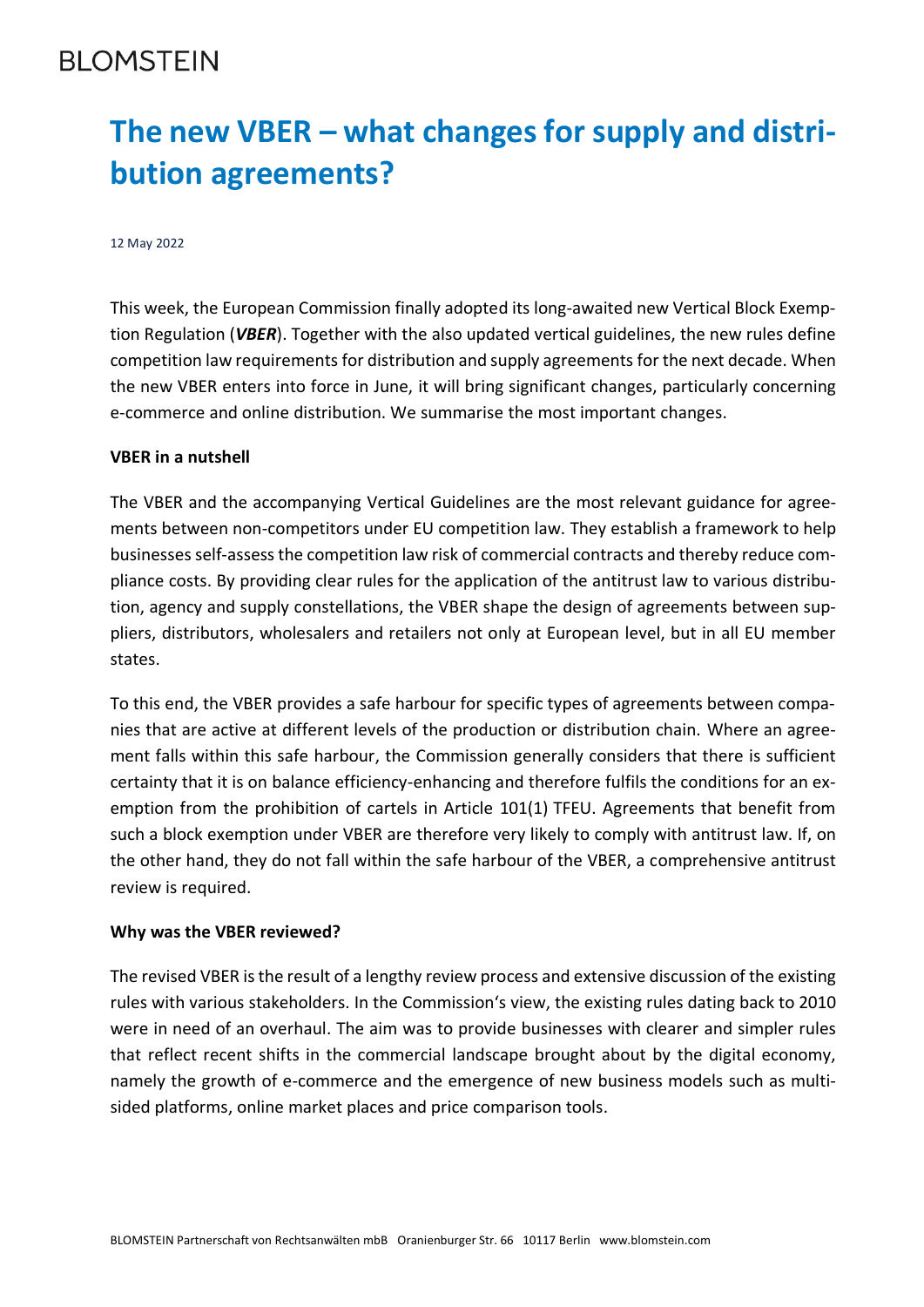BLOMSTEIN

# The new VBER – what changes for supply and distribution agreements?

12 May 2022

This week, the European Commission finally adopted its long-awaited new Vertical Block Exemption Regulation (***VBER***). Together with the also updated vertical guidelines, the new rules define competition law requirements for distribution and supply agreements for the next decade. When the new VBER enters into force in June, it will bring significant changes, particularly concerning e-commerce and online distribution. We summarise the most important changes.

**VBER in a nutshell**

The VBER and the accompanying Vertical Guidelines are the most relevant guidance for agreements between non-competitors under EU competition law. They establish a framework to help businesses self-assess the competition law risk of commercial contracts and thereby reduce compliance costs. By providing clear rules for the application of the antitrust law to various distribution, agency and supply constellations, the VBER shape the design of agreements between suppliers, distributors, wholesalers and retailers not only at European level, but in all EU member states.

To this end, the VBER provides a safe harbour for specific types of agreements between companies that are active at different levels of the production or distribution chain. Where an agreement falls within this safe harbour, the Commission generally considers that there is sufficient certainty that it is on balance efficiency-enhancing and therefore fulfils the conditions for an exemption from the prohibition of cartels in Article 101(1) TFEU. Agreements that benefit from such a block exemption under VBER are therefore very likely to comply with antitrust law. If, on the other hand, they do not fall within the safe harbour of the VBER, a comprehensive antitrust review is required.

**Why was the VBER reviewed?**

The revised VBER is the result of a lengthy review process and extensive discussion of the existing rules with various stakeholders. In the Commission's view, the existing rules dating back to 2010 were in need of an overhaul. The aim was to provide businesses with clearer and simpler rules that reflect recent shifts in the commercial landscape brought about by the digital economy, namely the growth of e-commerce and the emergence of new business models such as multi-sided platforms, online market places and price comparison tools.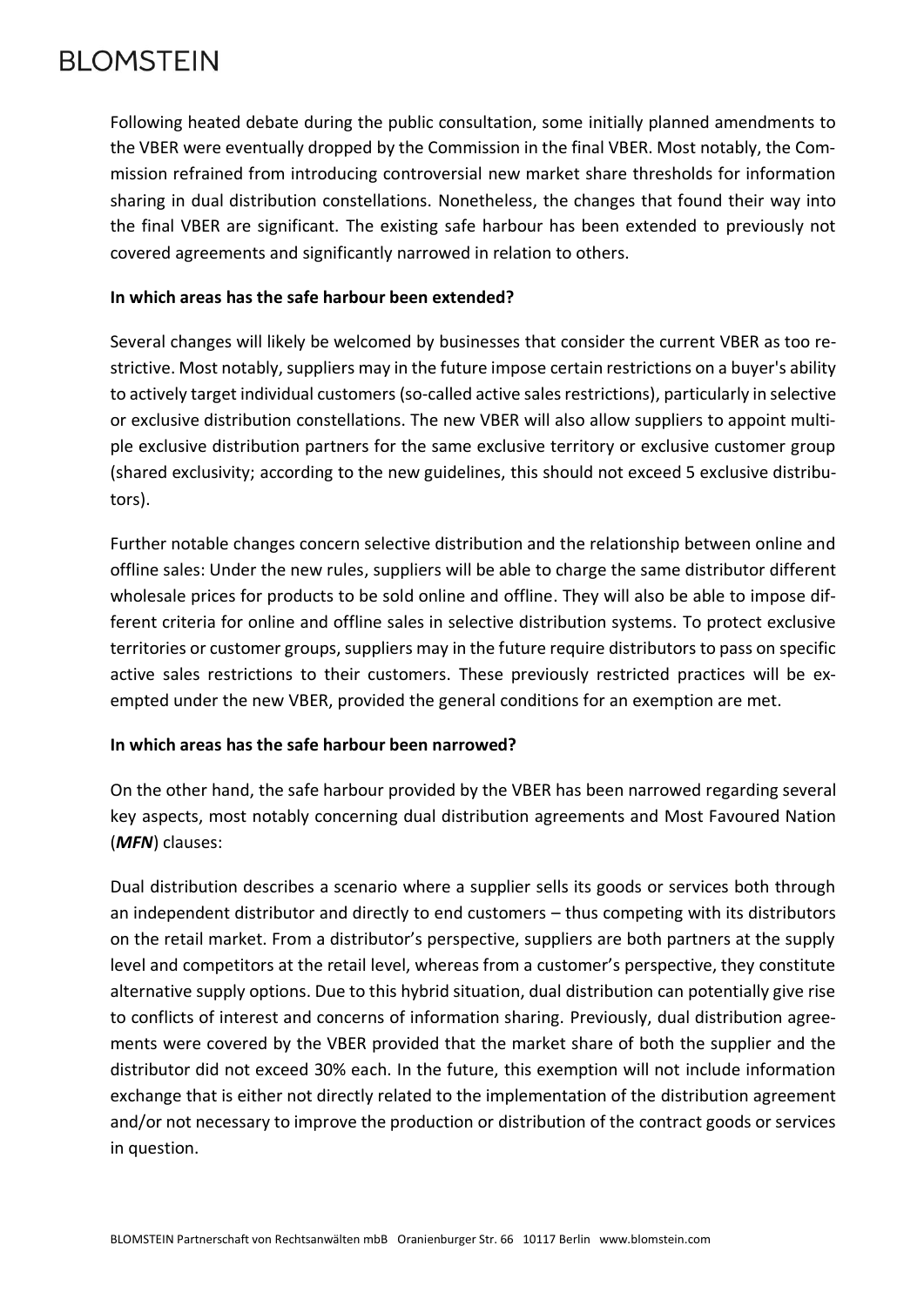Following heated debate during the public consultation, some initially planned amendments to the VBER were eventually dropped by the Commission in the final VBER. Most notably, the Commission refrained from introducing controversial new market share thresholds for information sharing in dual distribution constellations. Nonetheless, the changes that found their way into the final VBER are significant. The existing safe harbour has been extended to previously not covered agreements and significantly narrowed in relation to others.

**In which areas has the safe harbour been extended?**

Several changes will likely be welcomed by businesses that consider the current VBER as too restrictive. Most notably, suppliers may in the future impose certain restrictions on a buyer's ability to actively target individual customers (so-called active sales restrictions), particularly in selective or exclusive distribution constellations. The new VBER will also allow suppliers to appoint multiple exclusive distribution partners for the same exclusive territory or exclusive customer group (shared exclusivity; according to the new guidelines, this should not exceed 5 exclusive distributors).

Further notable changes concern selective distribution and the relationship between online and offline sales: Under the new rules, suppliers will be able to charge the same distributor different wholesale prices for products to be sold online and offline. They will also be able to impose different criteria for online and offline sales in selective distribution systems. To protect exclusive territories or customer groups, suppliers may in the future require distributors to pass on specific active sales restrictions to their customers. These previously restricted practices will be exempted under the new VBER, provided the general conditions for an exemption are met.

**In which areas has the safe harbour been narrowed?**

On the other hand, the safe harbour provided by the VBER has been narrowed regarding several key aspects, most notably concerning dual distribution agreements and Most Favoured Nation (***MFN***) clauses:

Dual distribution describes a scenario where a supplier sells its goods or services both through an independent distributor and directly to end customers – thus competing with its distributors on the retail market. From a distributor's perspective, suppliers are both partners at the supply level and competitors at the retail level, whereas from a customer's perspective, they constitute alternative supply options. Due to this hybrid situation, dual distribution can potentially give rise to conflicts of interest and concerns of information sharing. Previously, dual distribution agreements were covered by the VBER provided that the market share of both the supplier and the distributor did not exceed 30% each. In the future, this exemption will not include information exchange that is either not directly related to the implementation of the distribution agreement and/or not necessary to improve the production or distribution of the contract goods or services in question.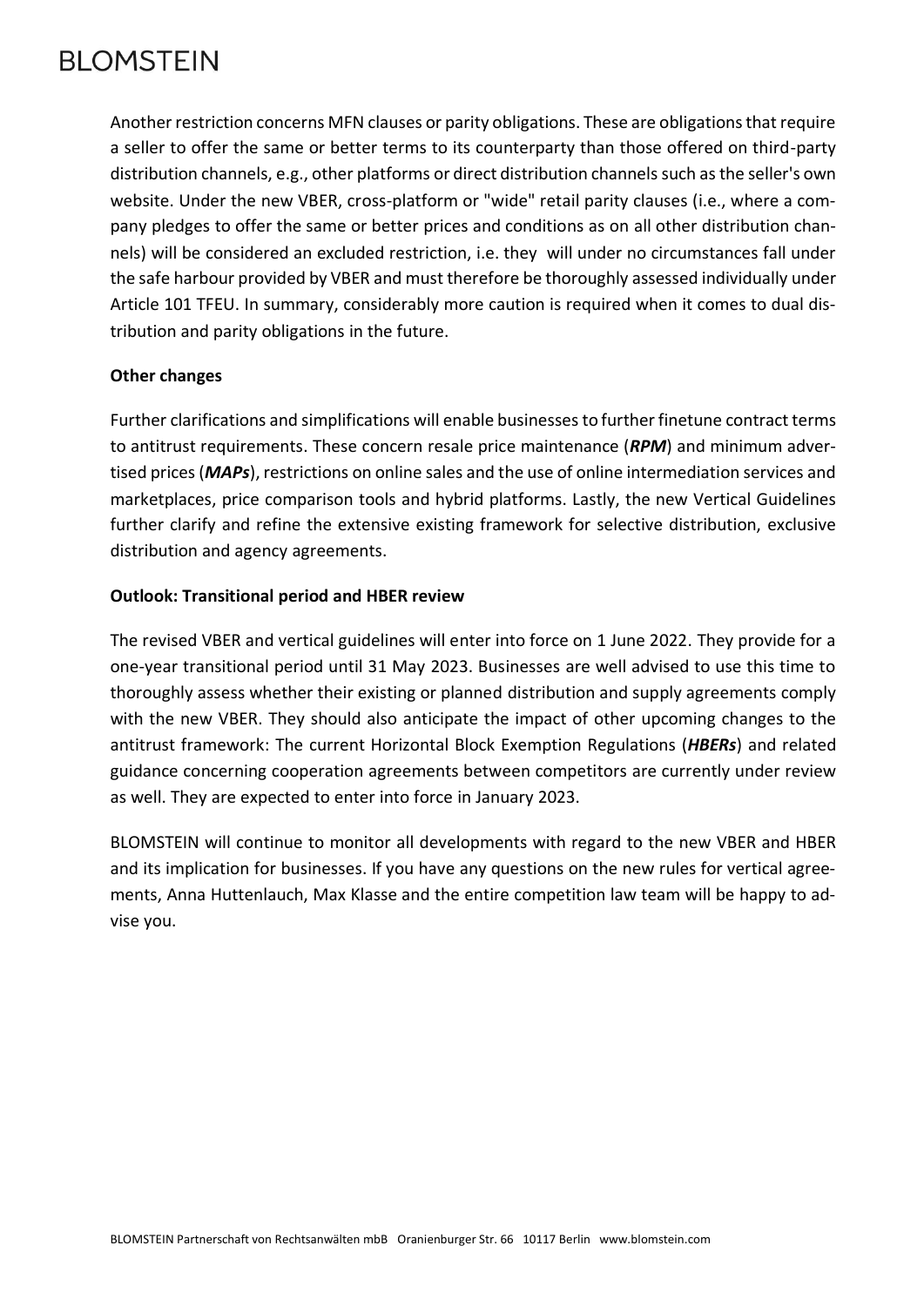Another restriction concerns MFN clauses or parity obligations. These are obligations that require a seller to offer the same or better terms to its counterparty than those offered on third-party distribution channels, e.g., other platforms or direct distribution channels such as the seller's own website. Under the new VBER, cross-platform or "wide" retail parity clauses (i.e., where a company pledges to offer the same or better prices and conditions as on all other distribution channels) will be considered an excluded restriction, i.e. they will under no circumstances fall under the safe harbour provided by VBER and must therefore be thoroughly assessed individually under Article 101 TFEU. In summary, considerably more caution is required when it comes to dual distribution and parity obligations in the future.

**Other changes**

Further clarifications and simplifications will enable businesses to further finetune contract terms to antitrust requirements. These concern resale price maintenance (***RPM***) and minimum advertised prices (***MAPs***), restrictions on online sales and the use of online intermediation services and marketplaces, price comparison tools and hybrid platforms. Lastly, the new Vertical Guidelines further clarify and refine the extensive existing framework for selective distribution, exclusive distribution and agency agreements.

**Outlook: Transitional period and HBER review**

The revised VBER and vertical guidelines will enter into force on 1 June 2022. They provide for a one-year transitional period until 31 May 2023. Businesses are well advised to use this time to thoroughly assess whether their existing or planned distribution and supply agreements comply with the new VBER. They should also anticipate the impact of other upcoming changes to the antitrust framework: The current Horizontal Block Exemption Regulations (***HBERs***) and related guidance concerning cooperation agreements between competitors are currently under review as well. They are expected to enter into force in January 2023.

BLOMSTEIN will continue to monitor all developments with regard to the new VBER and HBER and its implication for businesses. If you have any questions on the new rules for vertical agreements, Anna Huttenlauch, Max Klasse and the entire competition law team will be happy to advise you.